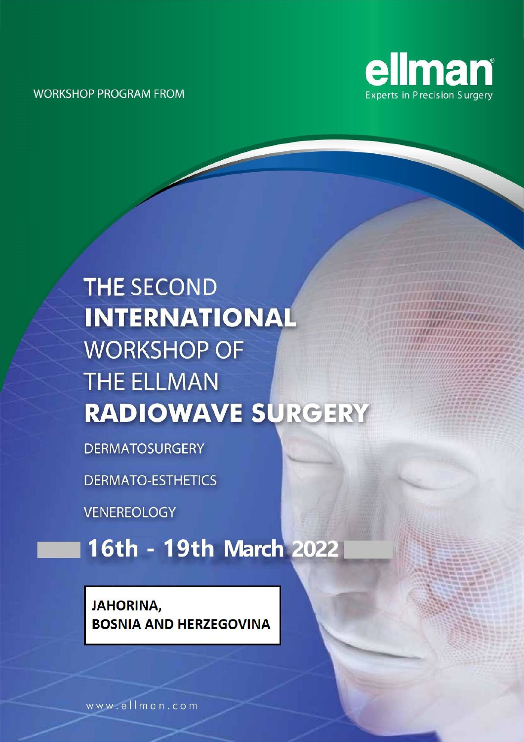WORKSHOP PROGRAM FROM

ellman®
Experts in Precision Surgery

# THE SECOND INTERNATIONAL WORKSHOP OF THE ELLMAN RADIOWAVE SURGERY

DERMATOSURGERY

DERMATO-ESTHETICS

VENEREOLOGY

## 16th - 19th March 2022

**JAHORINA, BOSNIA AND HERZEGOVINA**

www.ellman.com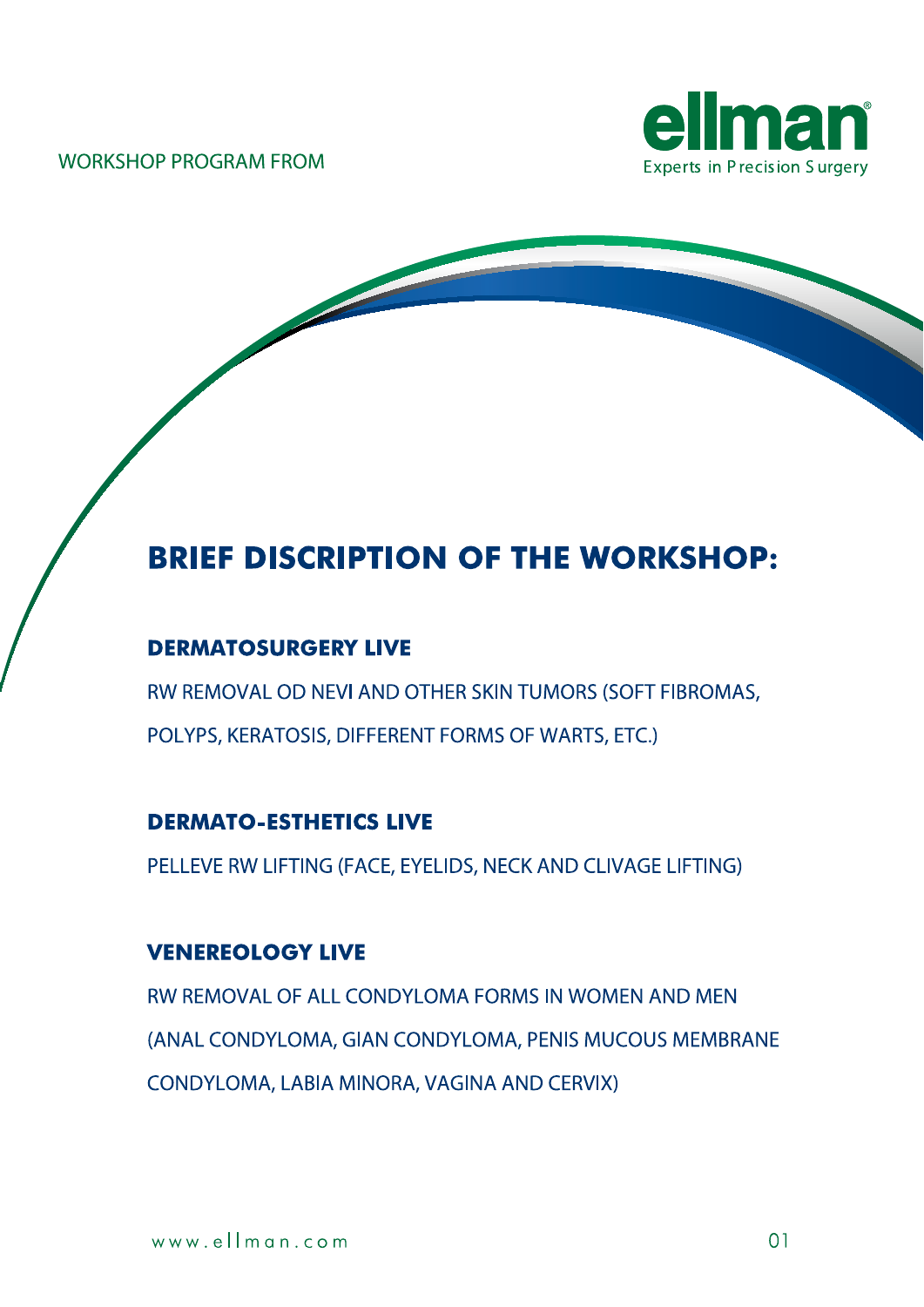WORKSHOP PROGRAM FROM

ellman

Experts in Precision Surgery

# BRIEF DISCRIPTION OF THE WORKSHOP:

### DERMATOSURGERY LIVE

RW REMOVAL OD NEVI AND OTHER SKIN TUMORS (SOFT FIBROMAS, POLYPS, KERATOSIS, DIFFERENT FORMS OF WARTS, ETC.)

### DERMATO-ESTHETICS LIVE

PELLEVE RW LIFTING (FACE, EYELIDS, NECK AND CLIVAGE LIFTING)

### VENEREOLOGY LIVE

RW REMOVAL OF ALL CONDYLOMA FORMS IN WOMEN AND MEN (ANAL CONDYLOMA, GIAN CONDYLOMA, PENIS MUCOUS MEMBRANE CONDYLOMA, LABIA MINORA, VAGINA AND CERVIX)

www.ellman.com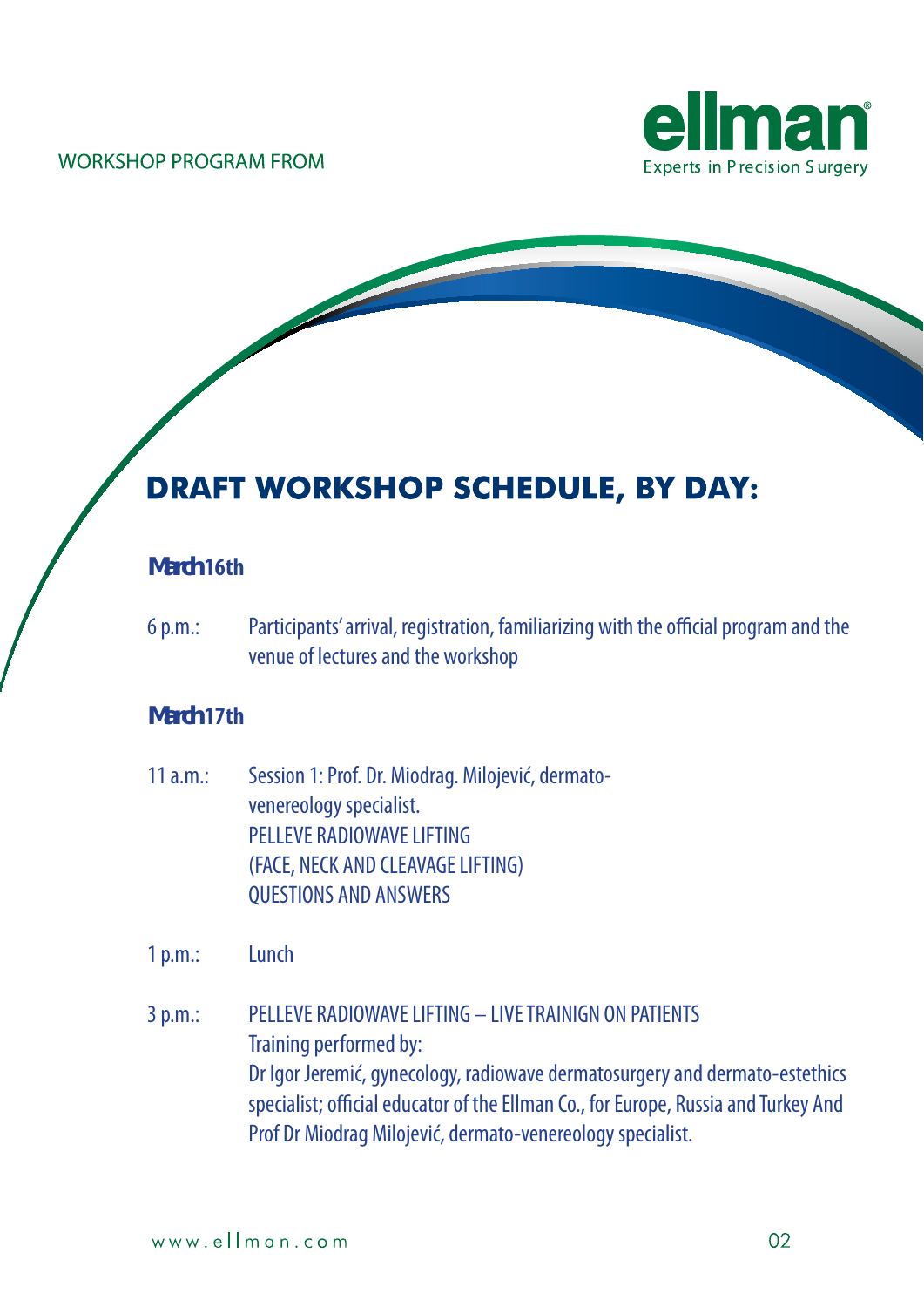WORKSHOP PROGRAM FROM

**ellman**
Experts in Precision Surgery

# DRAFT WORKSHOP SCHEDULE, BY DAY:

### March 16th

6 p.m.: Participants' arrival, registration, familiarizing with the official program and the venue of lectures and the workshop

### March 17th

11 a.m.: Session 1: Prof. Dr. Miodrag. Milojević, dermato-venereology specialist.
PELLEVE RADIOWAVE LIFTING
(FACE, NECK AND CLEAVAGE LIFTING)
QUESTIONS AND ANSWERS

1 p.m.: Lunch

3 p.m.: PELLEVE RADIOWAVE LIFTING – LIVE TRAINIGN ON PATIENTS
Training performed by:
Dr Igor Jeremić, gynecology, radiowave dermatosurgery and dermato-estethics specialist; official educator of the Ellman Co., for Europe, Russia and Turkey And Prof Dr Miodrag Milojević, dermato-venereology specialist.

www.ellman.com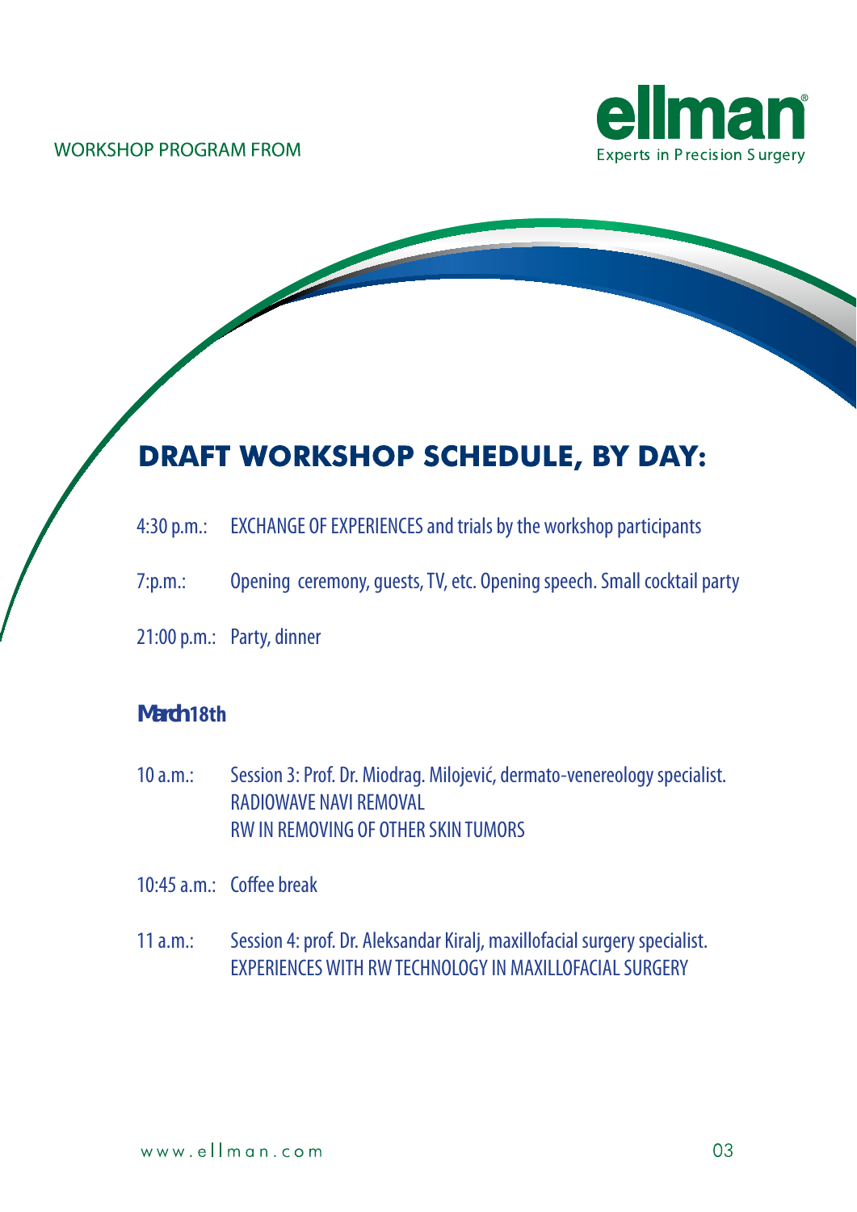WORKSHOP PROGRAM FROM

ellman
Experts in Precision Surgery

## DRAFT WORKSHOP SCHEDULE, BY DAY:

4:30 p.m.: EXCHANGE OF EXPERIENCES and trials by the workshop participants

7:p.m.: Opening ceremony, guests, TV, etc. Opening speech. Small cocktail party

21:00 p.m.: Party, dinner

### March 18th

10 a.m.: Session 3: Prof. Dr. Miodrag. Milojević, dermato-venereology specialist.
RADIOWAVE NAVI REMOVAL
RW IN REMOVING OF OTHER SKIN TUMORS

10:45 a.m.: Coffee break

11 a.m.: Session 4: prof. Dr. Aleksandar Kiralj, maxillofacial surgery specialist.
EXPERIENCES WITH RW TECHNOLOGY IN MAXILLOFACIAL SURGERY

www.ellman.com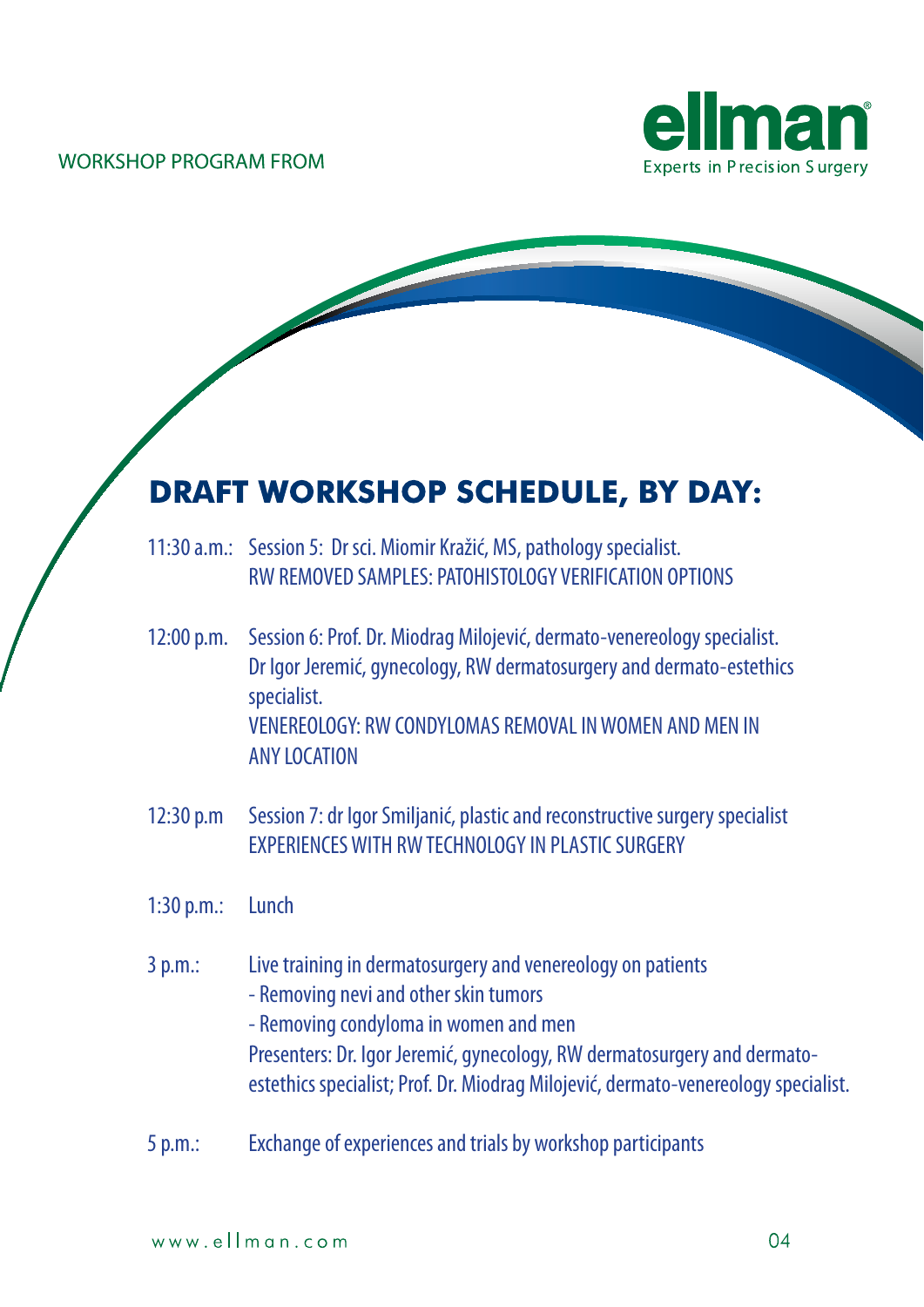WORKSHOP PROGRAM FROM

## DRAFT WORKSHOP SCHEDULE, BY DAY:

11:30 a.m.: Session 5: Dr sci. Miomir Kražić, MS, pathology specialist.
RW REMOVED SAMPLES: PATOHISTOLOGY VERIFICATION OPTIONS

12:00 p.m. Session 6: Prof. Dr. Miodrag Milojević, dermato-venereology specialist.
Dr Igor Jeremić, gynecology, RW dermatosurgery and dermato-estethics specialist.
VENEREOLOGY: RW CONDYLOMAS REMOVAL IN WOMEN AND MEN IN ANY LOCATION

12:30 p.m Session 7: dr Igor Smiljanić, plastic and reconstructive surgery specialist
EXPERIENCES WITH RW TECHNOLOGY IN PLASTIC SURGERY

1:30 p.m.: Lunch

3 p.m.: Live training in dermatosurgery and venereology on patients
- Removing nevi and other skin tumors
- Removing condyloma in women and men
Presenters: Dr. Igor Jeremić, gynecology, RW dermatosurgery and dermato-estethics specialist; Prof. Dr. Miodrag Milojević, dermato-venereology specialist.

5 p.m.: Exchange of experiences and trials by workshop participants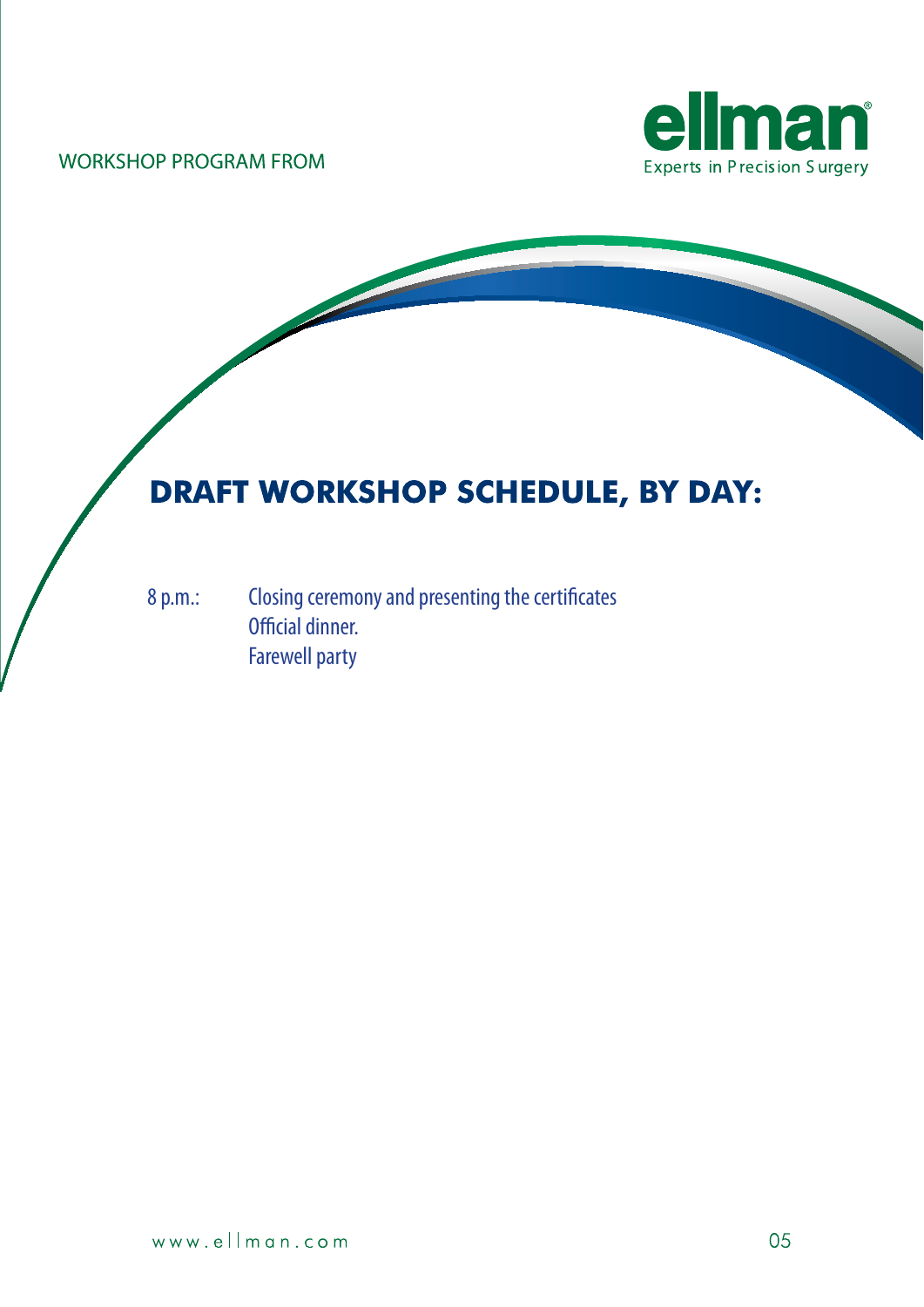## DRAFT WORKSHOP SCHEDULE, BY DAY:

| | |
|---|---|
| 8 p.m.: | Closing ceremony and presenting the certificates |
| | Official dinner. |
| | Farewell party |